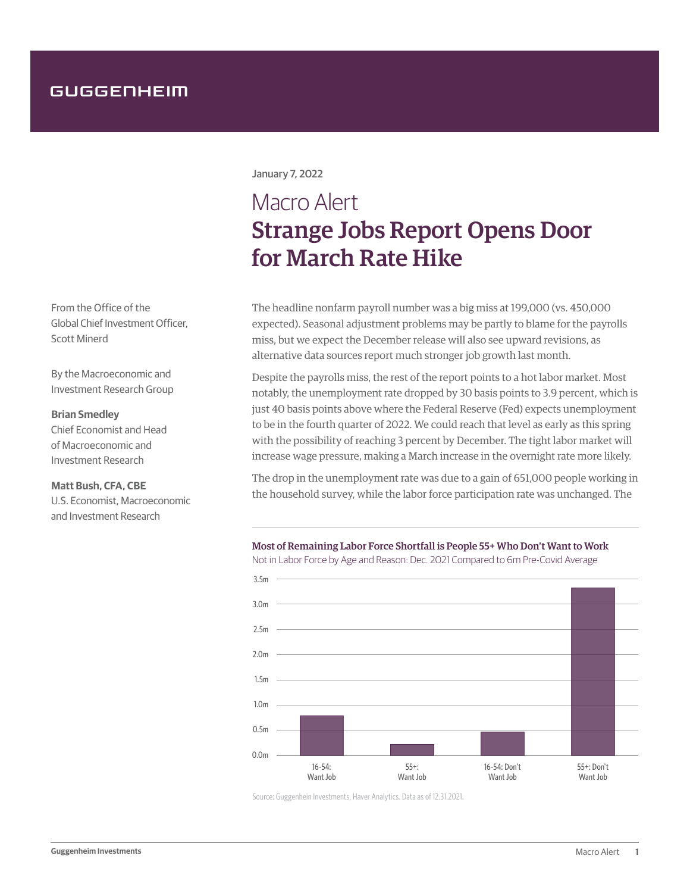GUGGENHEIM

January 7, 2022

# Macro Alert
# Strange Jobs Report Opens Door for March Rate Hike

From the Office of the Global Chief Investment Officer, Scott Minerd

By the Macroeconomic and Investment Research Group

**Brian Smedley**
Chief Economist and Head of Macroeconomic and Investment Research

**Matt Bush, CFA, CBE**
U.S. Economist, Macroeconomic and Investment Research

The headline nonfarm payroll number was a big miss at 199,000 (vs. 450,000 expected). Seasonal adjustment problems may be partly to blame for the payrolls miss, but we expect the December release will also see upward revisions, as alternative data sources report much stronger job growth last month.

Despite the payrolls miss, the rest of the report points to a hot labor market. Most notably, the unemployment rate dropped by 30 basis points to 3.9 percent, which is just 40 basis points above where the Federal Reserve (Fed) expects unemployment to be in the fourth quarter of 2022. We could reach that level as early as this spring with the possibility of reaching 3 percent by December. The tight labor market will increase wage pressure, making a March increase in the overnight rate more likely.

The drop in the unemployment rate was due to a gain of 651,000 people working in the household survey, while the labor force participation rate was unchanged. The

**Most of Remaining Labor Force Shortfall is People 55+ Who Don't Want to Work**

Not in Labor Force by Age and Reason: Dec. 2021 Compared to 6m Pre-Covid Average

3.5m
3.0m
2.5m
2.0m
1.5m
1.0m
0.5m
0.0m

16-54: Want Job
55+: Want Job
16-54: Don't Want Job
55+: Don't Want Job

Source: Guggenhein Investments, Haver Analytics. Data as of 12.31.2021.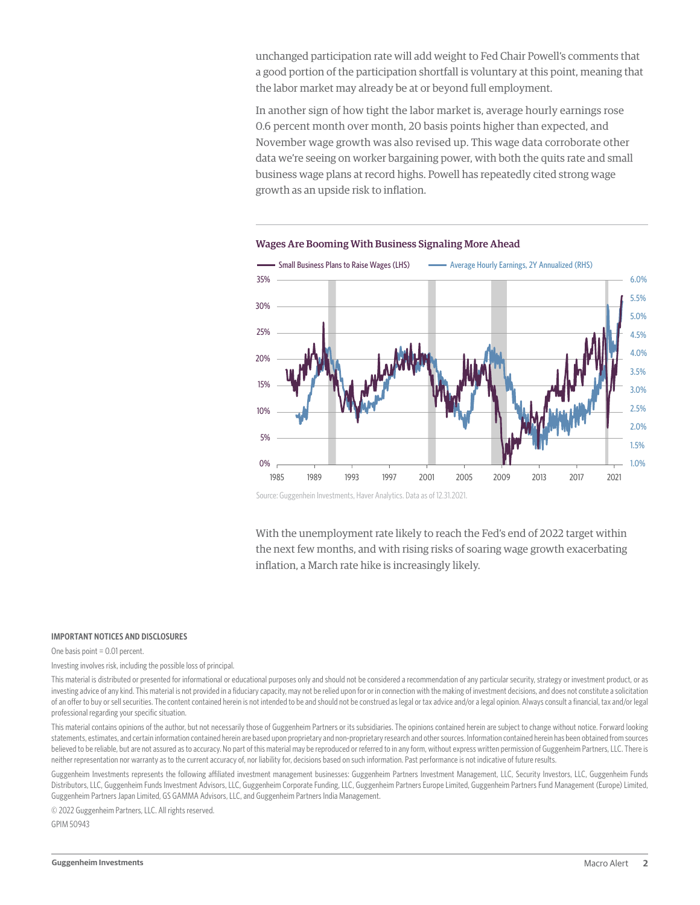unchanged participation rate will add weight to Fed Chair Powell's comments that a good portion of the participation shortfall is voluntary at this point, meaning that the labor market may already be at or beyond full employment.

In another sign of how tight the labor market is, average hourly earnings rose 0.6 percent month over month, 20 basis points higher than expected, and November wage growth was also revised up. This wage data corroborate other data we're seeing on worker bargaining power, with both the quits rate and small business wage plans at record highs. Powell has repeatedly cited strong wage growth as an upside risk to inflation.

**Wages Are Booming With Business Signaling More Ahead**

Small Business Plans to Raise Wages (LHS)
Average Hourly Earnings, 2Y Annualized (RHS)

35%
30%
25%
20%
15%
10%
5%
0%

6.0%
5.5%
5.0%
4.5%
4.0%
3.5%
3.0%
2.5%
2.0%
1.5%
1.0%

1985 1989 1993 1997 2001 2005 2009 2013 2017 2021

Source: Guggenheim Investments, Haver Analytics. Data as of 12.31.2021.

With the unemployment rate likely to reach the Fed's end of 2022 target within the next few months, and with rising risks of soaring wage growth exacerbating inflation, a March rate hike is increasingly likely.

**IMPORTANT NOTICES AND DISCLOSURES**

One basis point = 0.01 percent.

Investing involves risk, including the possible loss of principal.

This material is distributed or presented for informational or educational purposes only and should not be considered a recommendation of any particular security, strategy or investment product, or as investing advice of any kind. This material is not provided in a fiduciary capacity, may not be relied upon for or in connection with the making of investment decisions, and does not constitute a solicitation of an offer to buy or sell securities. The content contained herein is not intended to be and should not be construed as legal or tax advice and/or a legal opinion. Always consult a financial, tax and/or legal professional regarding your specific situation.

This material contains opinions of the author, but not necessarily those of Guggenheim Partners or its subsidiaries. The opinions contained herein are subject to change without notice. Forward looking statements, estimates, and certain information contained herein are based upon proprietary and non-proprietary research and other sources. Information contained herein has been obtained from sources believed to be reliable, but are not assured as to accuracy. No part of this material may be reproduced or referred to in any form, without express written permission of Guggenheim Partners, LLC. There is neither representation nor warranty as to the current accuracy of, nor liability for, decisions based on such information. Past performance is not indicative of future results.

Guggenheim Investments represents the following affiliated investment management businesses: Guggenheim Partners Investment Management, LLC, Security Investors, LLC, Guggenheim Funds Distributors, LLC, Guggenheim Funds Investment Advisors, LLC, Guggenheim Corporate Funding, LLC, Guggenheim Partners Europe Limited, Guggenheim Partners Fund Management (Europe) Limited, Guggenheim Partners Japan Limited, GS GAMMA Advisors, LLC, and Guggenheim Partners India Management.

© 2022 Guggenheim Partners, LLC. All rights reserved.

GPIM 50943